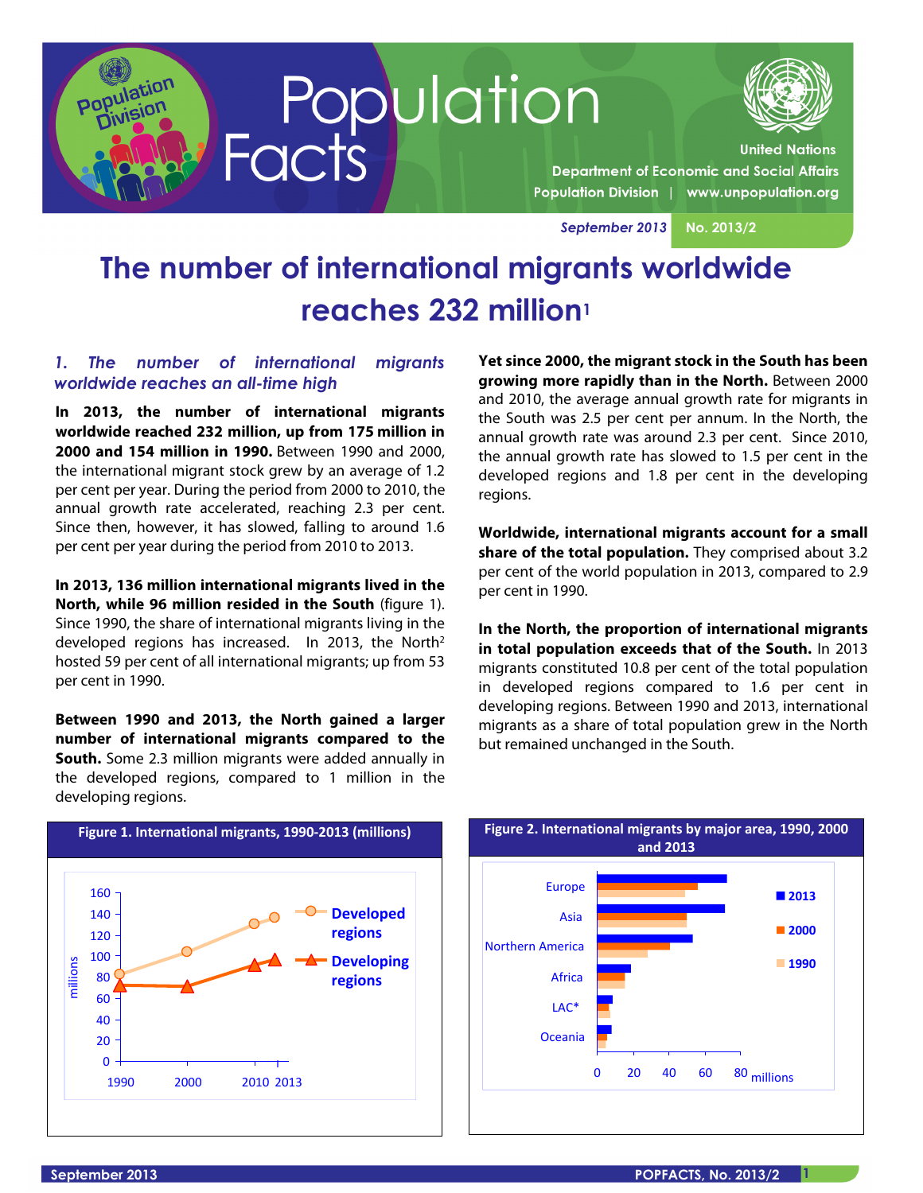# Population Facts

United Nations
Department of Economic and Social Affairs
Population Division | www.unpopulation.org

*September 2013* No. 2013/2

# The number of international migrants worldwide reaches 232 million[1]

## *1. The number of international migrants worldwide reaches an all-time high*

**In 2013, the number of international migrants worldwide reached 232 million, up from 175 million in 2000 and 154 million in 1990.** Between 1990 and 2000, the international migrant stock grew by an average of 1.2 per cent per year. During the period from 2000 to 2010, the annual growth rate accelerated, reaching 2.3 per cent. Since then, however, it has slowed, falling to around 1.6 per cent per year during the period from 2010 to 2013.

**In 2013, 136 million international migrants lived in the North, while 96 million resided in the South** (figure 1). Since 1990, the share of international migrants living in the developed regions has increased. In 2013, the North[2] hosted 59 per cent of all international migrants; up from 53 per cent in 1990.

**Between 1990 and 2013, the North gained a larger number of international migrants compared to the South.** Some 2.3 million migrants were added annually in the developed regions, compared to 1 million in the developing regions.

**Yet since 2000, the migrant stock in the South has been growing more rapidly than in the North.** Between 2000 and 2010, the average annual growth rate for migrants in the South was 2.5 per cent per annum. In the North, the annual growth rate was around 2.3 per cent. Since 2010, the annual growth rate has slowed to 1.5 per cent in the developed regions and 1.8 per cent in the developing regions.

**Worldwide, international migrants account for a small share of the total population.** They comprised about 3.2 per cent of the world population in 2013, compared to 2.9 per cent in 1990.

**In the North, the proportion of international migrants in total population exceeds that of the South.** In 2013 migrants constituted 10.8 per cent of the total population in developed regions compared to 1.6 per cent in developing regions. Between 1990 and 2013, international migrants as a share of total population grew in the North but remained unchanged in the South.

**Figure 1. International migrants, 1990-2013 (millions)**

**Figure 2. International migrants by major area, 1990, 2000 and 2013**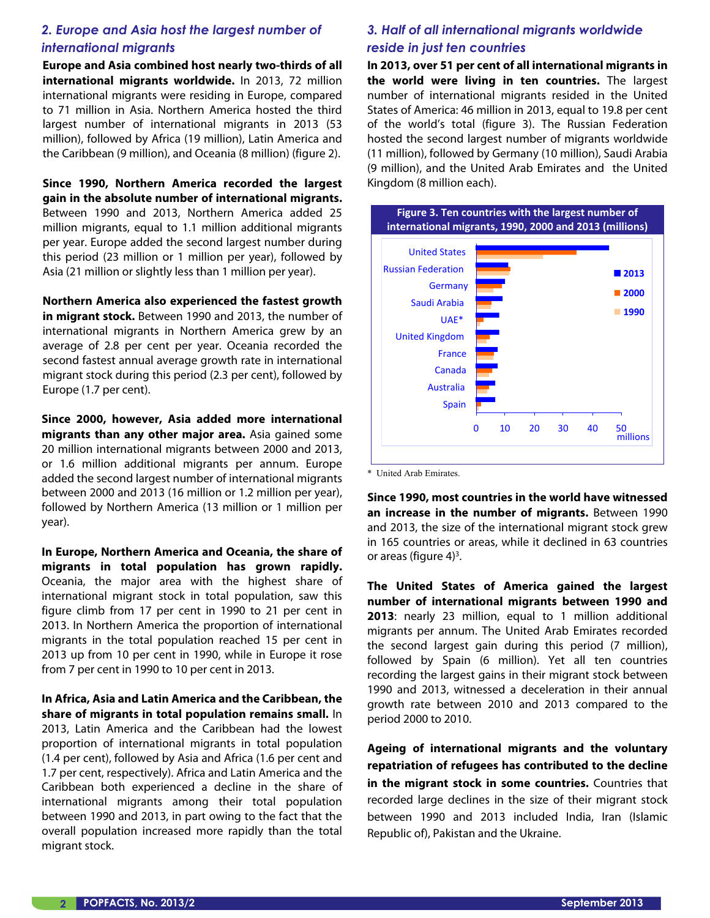## *2. Europe and Asia host the largest number of international migrants*

**Europe and Asia combined host nearly two-thirds of all international migrants worldwide.** In 2013, 72 million international migrants were residing in Europe, compared to 71 million in Asia. Northern America hosted the third largest number of international migrants in 2013 (53 million), followed by Africa (19 million), Latin America and the Caribbean (9 million), and Oceania (8 million) (figure 2).

**Since 1990, Northern America recorded the largest gain in the absolute number of international migrants.** Between 1990 and 2013, Northern America added 25 million migrants, equal to 1.1 million additional migrants per year. Europe added the second largest number during this period (23 million or 1 million per year), followed by Asia (21 million or slightly less than 1 million per year).

**Northern America also experienced the fastest growth in migrant stock.** Between 1990 and 2013, the number of international migrants in Northern America grew by an average of 2.8 per cent per year. Oceania recorded the second fastest annual average growth rate in international migrant stock during this period (2.3 per cent), followed by Europe (1.7 per cent).

**Since 2000, however, Asia added more international migrants than any other major area.** Asia gained some 20 million international migrants between 2000 and 2013, or 1.6 million additional migrants per annum. Europe added the second largest number of international migrants between 2000 and 2013 (16 million or 1.2 million per year), followed by Northern America (13 million or 1 million per year).

**In Europe, Northern America and Oceania, the share of migrants in total population has grown rapidly.** Oceania, the major area with the highest share of international migrant stock in total population, saw this figure climb from 17 per cent in 1990 to 21 per cent in 2013. In Northern America the proportion of international migrants in the total population reached 15 per cent in 2013 up from 10 per cent in 1990, while in Europe it rose from 7 per cent in 1990 to 10 per cent in 2013.

**In Africa, Asia and Latin America and the Caribbean, the share of migrants in total population remains small.** In 2013, Latin America and the Caribbean had the lowest proportion of international migrants in total population (1.4 per cent), followed by Asia and Africa (1.6 per cent and 1.7 per cent, respectively). Africa and Latin America and the Caribbean both experienced a decline in the share of international migrants among their total population between 1990 and 2013, in part owing to the fact that the overall population increased more rapidly than the total migrant stock.

## *3. Half of all international migrants worldwide reside in just ten countries*

**In 2013, over 51 per cent of all international migrants in the world were living in ten countries.** The largest number of international migrants resided in the United States of America: 46 million in 2013, equal to 19.8 per cent of the world's total (figure 3). The Russian Federation hosted the second largest number of migrants worldwide (11 million), followed by Germany (10 million), Saudi Arabia (9 million), and the United Arab Emirates and the United Kingdom (8 million each).

**Figure 3. Ten countries with the largest number of international migrants, 1990, 2000 and 2013 (millions)**

(Bar chart: United States, Russian Federation, Germany, Saudi Arabia, UAE*, United Kingdom, France, Canada, Australia, Spain; series 2013, 2000, 1990; axis 0–50 millions)

\* United Arab Emirates.

**Since 1990, most countries in the world have witnessed an increase in the number of migrants.** Between 1990 and 2013, the size of the international migrant stock grew in 165 countries or areas, while it declined in 63 countries or areas (figure 4)[3].

**The United States of America gained the largest number of international migrants between 1990 and 2013**: nearly 23 million, equal to 1 million additional migrants per annum. The United Arab Emirates recorded the second largest gain during this period (7 million), followed by Spain (6 million). Yet all ten countries recording the largest gains in their migrant stock between 1990 and 2013, witnessed a deceleration in their annual growth rate between 2010 and 2013 compared to the period 2000 to 2010.

**Ageing of international migrants and the voluntary repatriation of refugees has contributed to the decline in the migrant stock in some countries.** Countries that recorded large declines in the size of their migrant stock between 1990 and 2013 included India, Iran (Islamic Republic of), Pakistan and the Ukraine.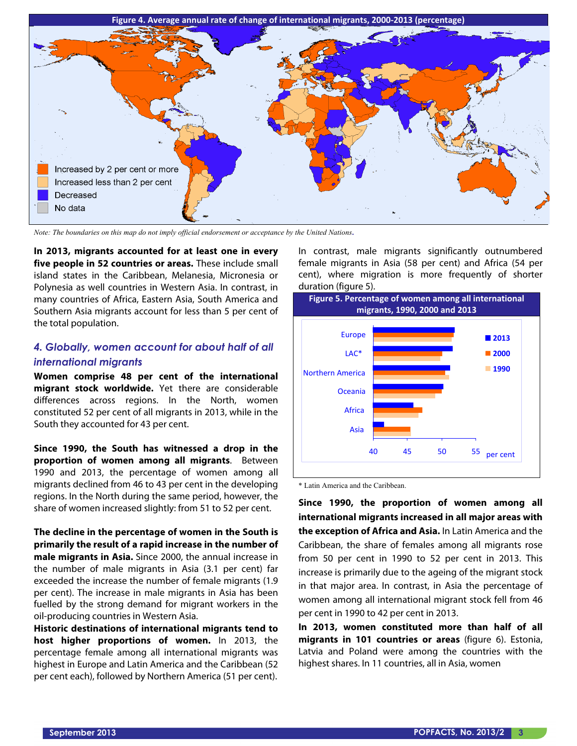**Figure 4. Average annual rate of change of international migrants, 2000-2013 (percentage)**

Increased by 2 per cent or more
Increased less than 2 per cent
Decreased
No data

*Note: The boundaries on this map do not imply official endorsement or acceptance by the United Nations.*

**In 2013, migrants accounted for at least one in every five people in 52 countries or areas.** These include small island states in the Caribbean, Melanesia, Micronesia or Polynesia as well countries in Western Asia. In contrast, in many countries of Africa, Eastern Asia, South America and Southern Asia migrants account for less than 5 per cent of the total population.

## *4. Globally, women account for about half of all international migrants*

**Women comprise 48 per cent of the international migrant stock worldwide.** Yet there are considerable differences across regions. In the North, women constituted 52 per cent of all migrants in 2013, while in the South they accounted for 43 per cent.

**Since 1990, the South has witnessed a drop in the proportion of women among all migrants**. Between 1990 and 2013, the percentage of women among all migrants declined from 46 to 43 per cent in the developing regions. In the North during the same period, however, the share of women increased slightly: from 51 to 52 per cent.

**The decline in the percentage of women in the South is primarily the result of a rapid increase in the number of male migrants in Asia.** Since 2000, the annual increase in the number of male migrants in Asia (3.1 per cent) far exceeded the increase the number of female migrants (1.9 per cent). The increase in male migrants in Asia has been fuelled by the strong demand for migrant workers in the oil-producing countries in Western Asia.

**Historic destinations of international migrants tend to host higher proportions of women.** In 2013, the percentage female among all international migrants was highest in Europe and Latin America and the Caribbean (52 per cent each), followed by Northern America (51 per cent).

In contrast, male migrants significantly outnumbered female migrants in Asia (58 per cent) and Africa (54 per cent), where migration is more frequently of shorter duration (figure 5).

**Figure 5. Percentage of women among all international migrants, 1990, 2000 and 2013**

Bar chart (per cent, axis 40–55) for Europe, LAC*, Northern America, Oceania, Africa, Asia; series 2013, 2000, 1990.

\* Latin America and the Caribbean.

**Since 1990, the proportion of women among all international migrants increased in all major areas with the exception of Africa and Asia.** In Latin America and the Caribbean, the share of females among all migrants rose from 50 per cent in 1990 to 52 per cent in 2013. This increase is primarily due to the ageing of the migrant stock in that major area. In contrast, in Asia the percentage of women among all international migrant stock fell from 46 per cent in 1990 to 42 per cent in 2013.

**In 2013, women constituted more than half of all migrants in 101 countries or areas** (figure 6). Estonia, Latvia and Poland were among the countries with the highest shares. In 11 countries, all in Asia, women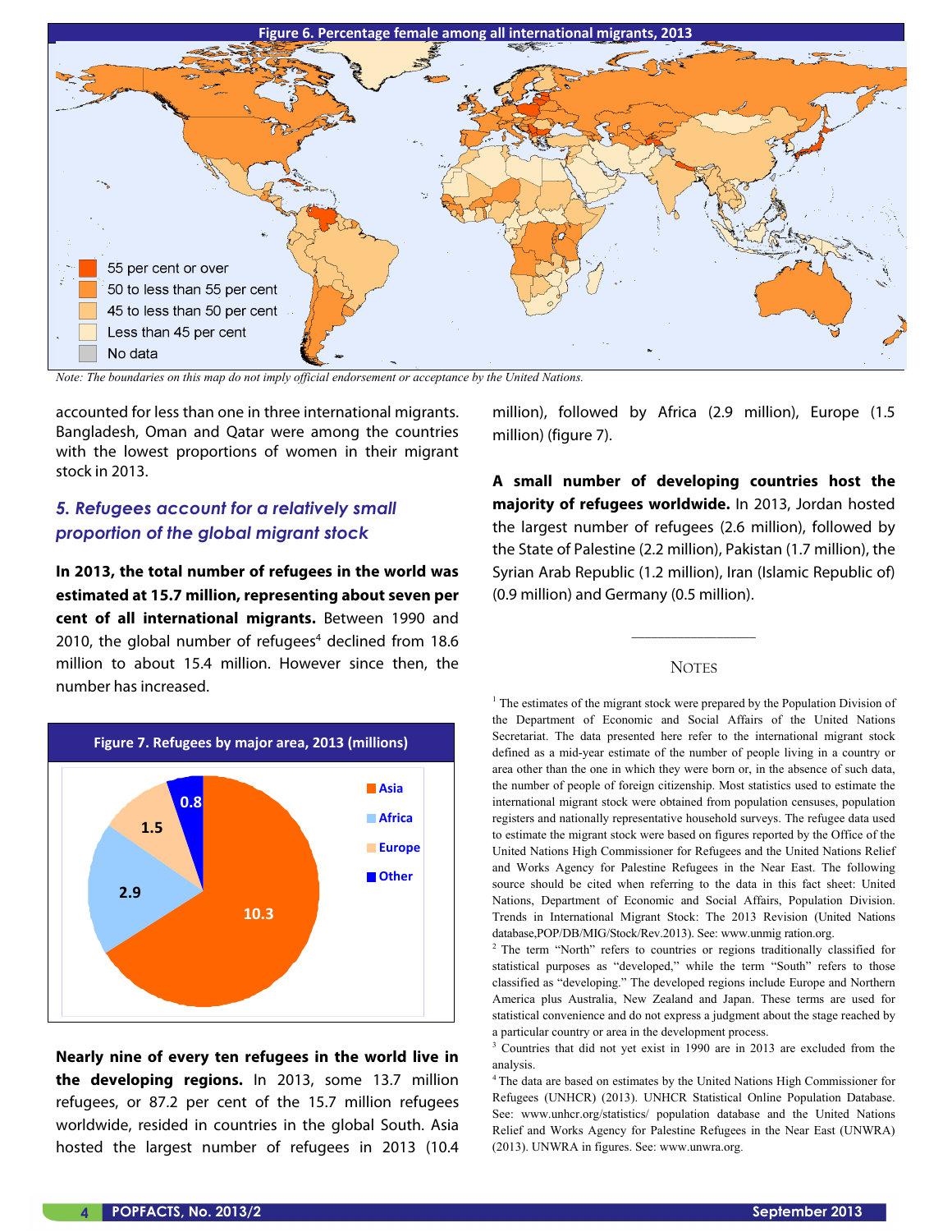**Figure 6. Percentage female among all international migrants, 2013**

55 per cent or over
50 to less than 55 per cent
45 to less than 50 per cent
Less than 45 per cent
No data

*Note: The boundaries on this map do not imply official endorsement or acceptance by the United Nations.*

accounted for less than one in three international migrants. Bangladesh, Oman and Qatar were among the countries with the lowest proportions of women in their migrant stock in 2013.

## *5. Refugees account for a relatively small proportion of the global migrant stock*

**In 2013, the total number of refugees in the world was estimated at 15.7 million, representing about seven per cent of all international migrants.** Between 1990 and 2010, the global number of refugees[4] declined from 18.6 million to about 15.4 million. However since then, the number has increased.

**Figure 7. Refugees by major area, 2013 (millions)**

Asia
Africa
Europe
Other

10.3
2.9
1.5
0.8

**Nearly nine of every ten refugees in the world live in the developing regions.** In 2013, some 13.7 million refugees, or 87.2 per cent of the 15.7 million refugees worldwide, resided in countries in the global South. Asia hosted the largest number of refugees in 2013 (10.4 million), followed by Africa (2.9 million), Europe (1.5 million) (figure 7).

**A small number of developing countries host the majority of refugees worldwide.** In 2013, Jordan hosted the largest number of refugees (2.6 million), followed by the State of Palestine (2.2 million), Pakistan (1.7 million), the Syrian Arab Republic (1.2 million), Iran (Islamic Republic of) (0.9 million) and Germany (0.5 million).

---

## NOTES

[1] The estimates of the migrant stock were prepared by the Population Division of the Department of Economic and Social Affairs of the United Nations Secretariat. The data presented here refer to the international migrant stock defined as a mid-year estimate of the number of people living in a country or area other than the one in which they were born or, in the absence of such data, the number of people of foreign citizenship. Most statistics used to estimate the international migrant stock were obtained from population censuses, population registers and nationally representative household surveys. The refugee data used to estimate the migrant stock were based on figures reported by the Office of the United Nations High Commissioner for Refugees and the United Nations Relief and Works Agency for Palestine Refugees in the Near East. The following source should be cited when referring to the data in this fact sheet: United Nations, Department of Economic and Social Affairs, Population Division. Trends in International Migrant Stock: The 2013 Revision (United Nations database,POP/DB/MIG/Stock/Rev.2013). See: www.unmig ration.org.

[2] The term "North" refers to countries or regions traditionally classified for statistical purposes as "developed," while the term "South" refers to those classified as "developing." The developed regions include Europe and Northern America plus Australia, New Zealand and Japan. These terms are used for statistical convenience and do not express a judgment about the stage reached by a particular country or area in the development process.

[3] Countries that did not yet exist in 1990 are in 2013 are excluded from the analysis.

[4] The data are based on estimates by the United Nations High Commissioner for Refugees (UNHCR) (2013). UNHCR Statistical Online Population Database. See: www.unhcr.org/statistics/ population database and the United Nations Relief and Works Agency for Palestine Refugees in the Near East (UNWRA) (2013). UNWRA in figures. See: www.unwra.org.